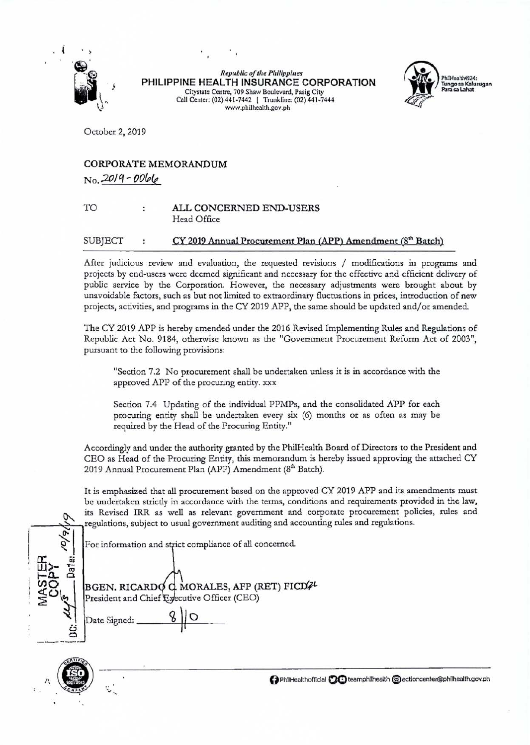*Republic of the Philippines*
**PHILIPPINE HEALTH INSURANCE CORPORATION**
Citystate Centre, 709 Shaw Boulevard, Pasig City
Call Center: (02) 441-7442 | Trunkline: (02) 441-7444
www.philhealth.gov.ph

PhilHealth@24: Tungo sa Kalusugan Para sa Lahat

October 2, 2019

**CORPORATE MEMORANDUM**
No. 2019 - 0066

TO : **ALL CONCERNED END-USERS**
Head Office

SUBJECT : **CY 2019 Annual Procurement Plan (APP) Amendment (8th Batch)**

After judicious review and evaluation, the requested revisions / modifications in programs and projects by end-users were deemed significant and necessary for the effective and efficient delivery of public service by the Corporation. However, the necessary adjustments were brought about by unavoidable factors, such as but not limited to extraordinary fluctuations in prices, introduction of new projects, activities, and programs in the CY 2019 APP, the same should be updated and/or amended.

The CY 2019 APP is hereby amended under the 2016 Revised Implementing Rules and Regulations of Republic Act No. 9184, otherwise known as the "Government Procurement Reform Act of 2003", pursuant to the following provisions:

> "Section 7.2 No procurement shall be undertaken unless it is in accordance with the approved APP of the procuring entity. xxx
>
> Section 7.4 Updating of the individual PPMPs, and the consolidated APP for each procuring entity shall be undertaken every six (6) months or as often as may be required by the Head of the Procuring Entity."

Accordingly and under the authority granted by the PhilHealth Board of Directors to the President and CEO as Head of the Procuring Entity, this memorandum is hereby issued approving the attached CY 2019 Annual Procurement Plan (APP) Amendment (8th Batch).

It is emphasized that all procurement based on the approved CY 2019 APP and its amendments must be undertaken strictly in accordance with the terms, conditions and requirements provided in the law, its Revised IRR as well as relevant government and corporate procurement policies, rules and regulations, subject to usual government auditing and accounting rules and regulations.

For information and strict compliance of all concerned.

**BGEN. RICARDO C. MORALES, AFP (RET) FICD**
President and Chief Executive Officer (CEO)

Date Signed: 8/10

MASTER COPY
Date: 10/9/19
DC: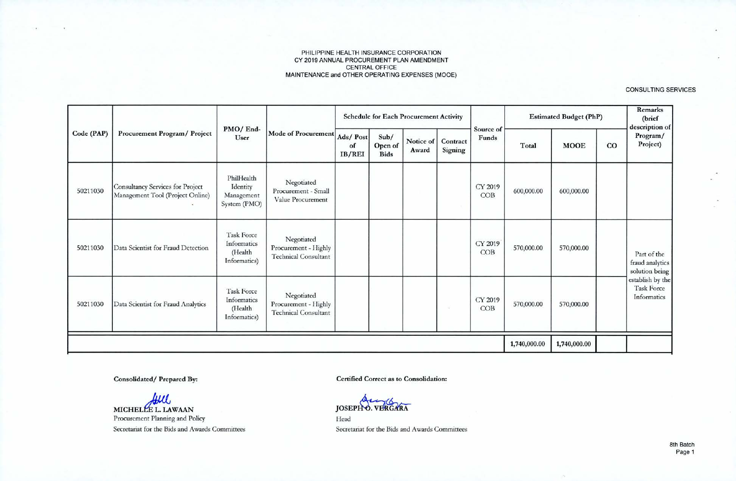PHILIPPINE HEALTH INSURANCE CORPORATION
CY 2019 ANNUAL PROCUREMENT PLAN AMENDMENT
CENTRAL OFFICE
MAINTENANCE and OTHER OPERATING EXPENSES (MOOE)

CONSULTING SERVICES

| Code (PAP) | Procurement Program/ Project | PMO/ End-User | Mode of Procurement | Schedule for Each Procurement Activity | | | | Source of Funds | Estimated Budget (PhP) | | | Remarks (brief description of Program/ Project) |
|---|---|---|---|---|---|---|---|---|---|---|---|---|
| | | | | Ads/ Post of IB/REI | Sub/ Open of Bids | Notice of Award | Contract Signing | | Total | MOOE | CO | |
| 50211030 | Consultancy Services for Project Management Tool (Project Online) | PhilHealth Identity Management System (PMO) | Negotiated Procurement - Small Value Procurement | | | | | CY 2019 COB | 600,000.00 | 600,000.00 | | |
| 50211030 | Data Scientist for Fraud Detection | Task Force Informatics (Health Informatics) | Negotiated Procurement - Highly Technical Consultant | | | | | CY 2019 COB | 570,000.00 | 570,000.00 | | Part of the fraud analytics solution being establish by the Task Force Informatics |
| 50211030 | Data Scientist for Fraud Analytics | Task Force Informatics (Health Informatics) | Negotiated Procurement - Highly Technical Consultant | | | | | CY 2019 COB | 570,000.00 | 570,000.00 | | |
| | | | | | | | | | **1,740,000.00** | **1,740,000.00** | | |

**Consolidated/ Prepared By:**

**MICHELLE L. LAWAAN**
Procurement Planning and Policy
Secretariat for the Bids and Awards Committees

**Certified Correct as to Consolidation:**

**JOSEPH O. VERGARA**
Head
Secretariat for the Bids and Awards Committees

8th Batch